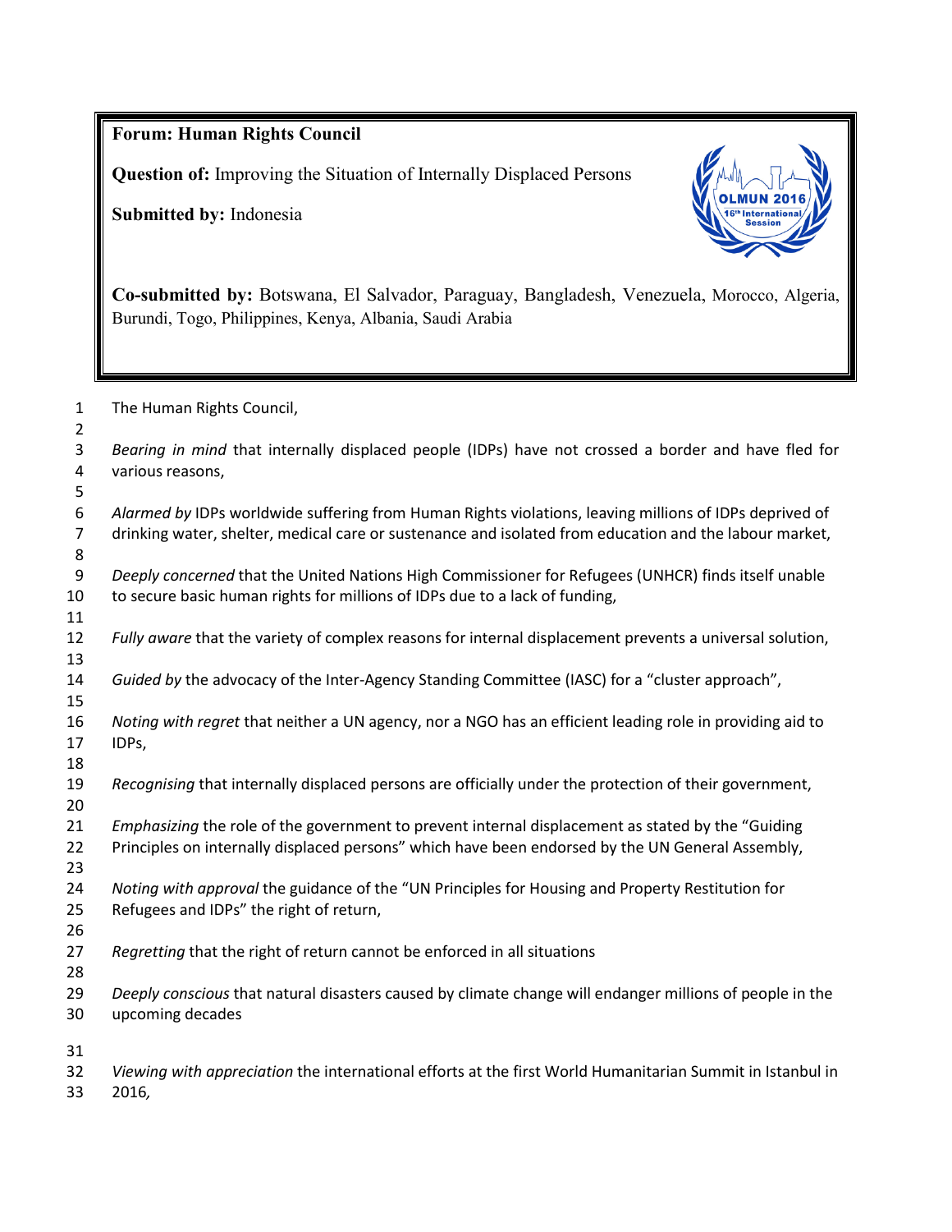**Forum: Human Rights Council**

**Question of:** Improving the Situation of Internally Displaced Persons

**Submitted by:** Indonesia

**Co-submitted by:** Botswana, El Salvador, Paraguay, Bangladesh, Venezuela, Morocco, Algeria, Burundi, Togo, Philippines, Kenya, Albania, Saudi Arabia

The Human Rights Council,

*Bearing in mind* that internally displaced people (IDPs) have not crossed a border and have fled for various reasons,

*Alarmed by* IDPs worldwide suffering from Human Rights violations, leaving millions of IDPs deprived of drinking water, shelter, medical care or sustenance and isolated from education and the labour market,

*Deeply concerned* that the United Nations High Commissioner for Refugees (UNHCR) finds itself unable to secure basic human rights for millions of IDPs due to a lack of funding,

*Fully aware* that the variety of complex reasons for internal displacement prevents a universal solution,

*Guided by* the advocacy of the Inter-Agency Standing Committee (IASC) for a "cluster approach",

*Noting with regret* that neither a UN agency, nor a NGO has an efficient leading role in providing aid to IDPs,

*Recognising* that internally displaced persons are officially under the protection of their government,

*Emphasizing* the role of the government to prevent internal displacement as stated by the "Guiding Principles on internally displaced persons" which have been endorsed by the UN General Assembly,

*Noting with approval* the guidance of the "UN Principles for Housing and Property Restitution for Refugees and IDPs" the right of return,

*Regretting* that the right of return cannot be enforced in all situations

*Deeply conscious* that natural disasters caused by climate change will endanger millions of people in the upcoming decades

*Viewing with appreciation* the international efforts at the first World Humanitarian Summit in Istanbul in 2016*,*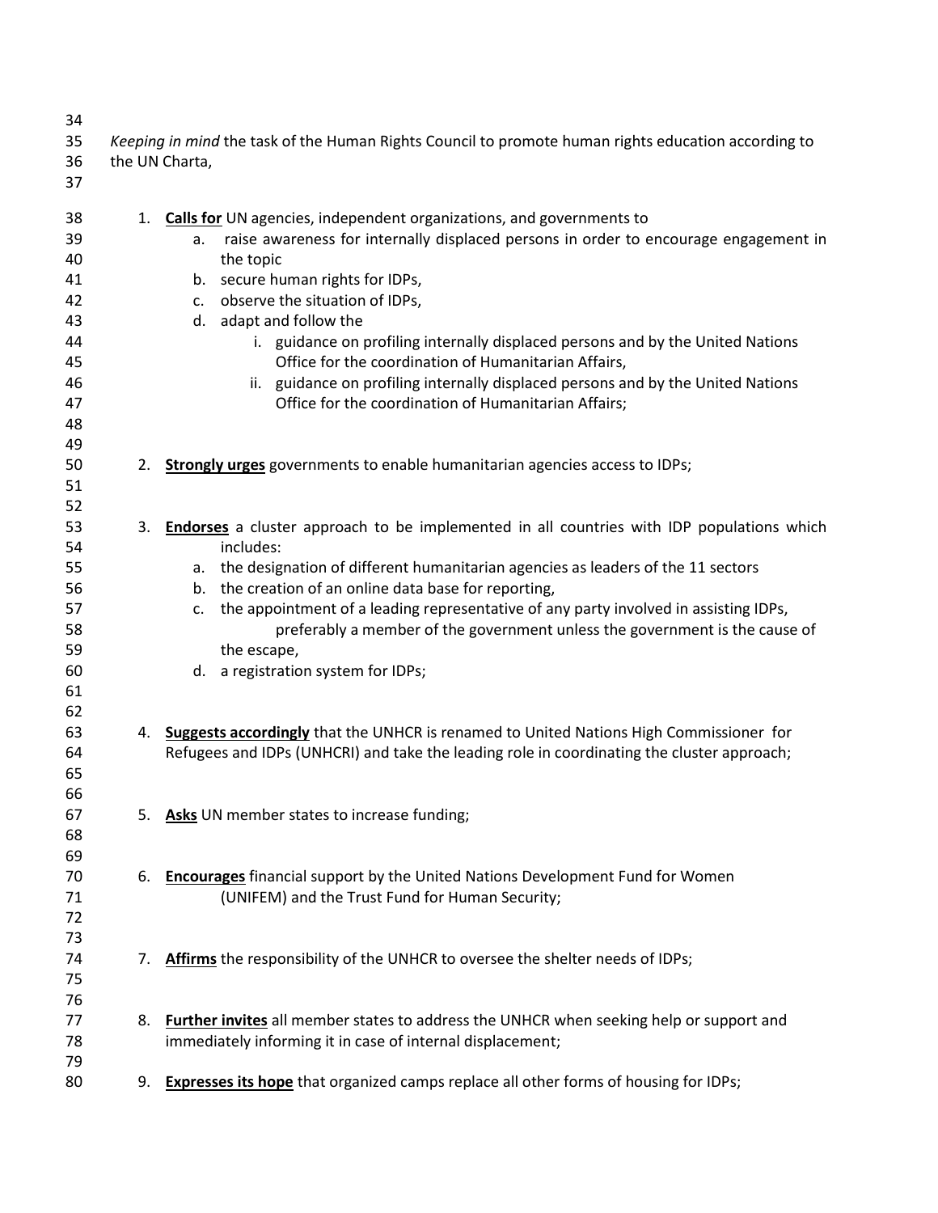*Keeping in mind* the task of the Human Rights Council to promote human rights education according to the UN Charta,

1. **Calls for** UN agencies, independent organizations, and governments to
    a. raise awareness for internally displaced persons in order to encourage engagement in the topic
    b. secure human rights for IDPs,
    c. observe the situation of IDPs,
    d. adapt and follow the
        i. guidance on profiling internally displaced persons and by the United Nations Office for the coordination of Humanitarian Affairs,
        ii. guidance on profiling internally displaced persons and by the United Nations Office for the coordination of Humanitarian Affairs;

2. **Strongly urges** governments to enable humanitarian agencies access to IDPs;

3. **Endorses** a cluster approach to be implemented in all countries with IDP populations which includes:
    a. the designation of different humanitarian agencies as leaders of the 11 sectors
    b. the creation of an online data base for reporting,
    c. the appointment of a leading representative of any party involved in assisting IDPs, preferably a member of the government unless the government is the cause of the escape,
    d. a registration system for IDPs;

4. **Suggests accordingly** that the UNHCR is renamed to United Nations High Commissioner for Refugees and IDPs (UNHCRI) and take the leading role in coordinating the cluster approach;

5. **Asks** UN member states to increase funding;

6. **Encourages** financial support by the United Nations Development Fund for Women (UNIFEM) and the Trust Fund for Human Security;

7. **Affirms** the responsibility of the UNHCR to oversee the shelter needs of IDPs;

8. **Further invites** all member states to address the UNHCR when seeking help or support and immediately informing it in case of internal displacement;

9. **Expresses its hope** that organized camps replace all other forms of housing for IDPs;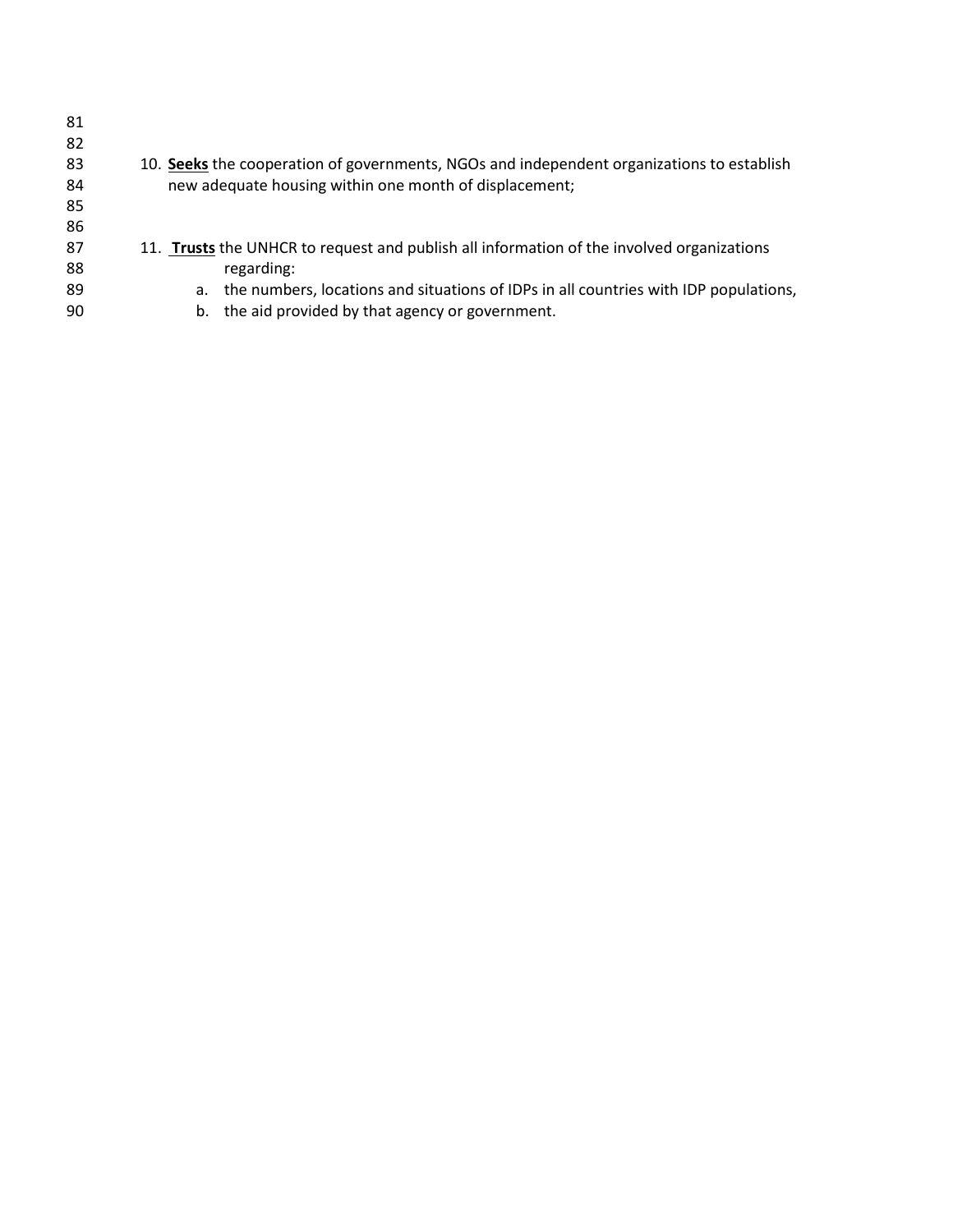10. **Seeks** the cooperation of governments, NGOs and independent organizations to establish new adequate housing within one month of displacement;

11. **Trusts** the UNHCR to request and publish all information of the involved organizations regarding:
    a. the numbers, locations and situations of IDPs in all countries with IDP populations,
    b. the aid provided by that agency or government.